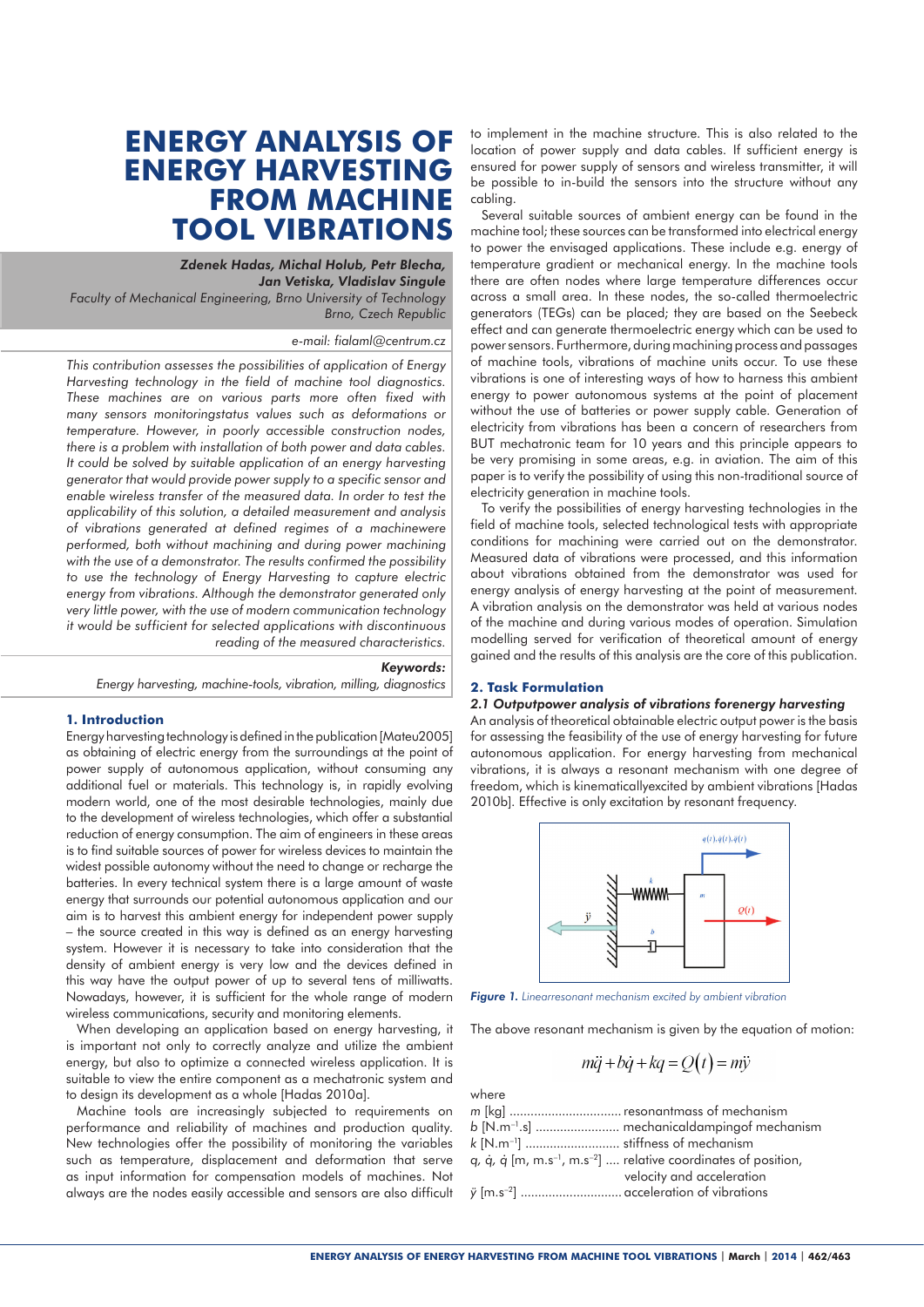# ENERGY ANALYSIS OF ENERGY HARVESTING FROM MACHINE TOOL VIBRATIONS

***Zdenek Hadas, Michal Holub, Petr Blecha, Jan Vetiska, Vladislav Singule***

*Faculty of Mechanical Engineering, Brno University of Technology Brno, Czech Republic*

*e-mail: fialaml@centrum.cz*

*This contribution assesses the possibilities of application of Energy Harvesting technology in the field of machine tool diagnostics. These machines are on various parts more often fixed with many sensors monitoringstatus values such as deformations or temperature. However, in poorly accessible construction nodes, there is a problem with installation of both power and data cables. It could be solved by suitable application of an energy harvesting generator that would provide power supply to a specific sensor and enable wireless transfer of the measured data. In order to test the applicability of this solution, a detailed measurement and analysis of vibrations generated at defined regimes of a machinewere performed, both without machining and during power machining with the use of a demonstrator. The results confirmed the possibility to use the technology of Energy Harvesting to capture electric energy from vibrations. Although the demonstrator generated only very little power, with the use of modern communication technology it would be sufficient for selected applications with discontinuous reading of the measured characteristics.*

***Keywords:***

*Energy harvesting, machine-tools, vibration, milling, diagnostics*

## 1. Introduction

Energy harvesting technology is defined in the publication [Mateu2005] as obtaining of electric energy from the surroundings at the point of power supply of autonomous application, without consuming any additional fuel or materials. This technology is, in rapidly evolving modern world, one of the most desirable technologies, mainly due to the development of wireless technologies, which offer a substantial reduction of energy consumption. The aim of engineers in these areas is to find suitable sources of power for wireless devices to maintain the widest possible autonomy without the need to change or recharge the batteries. In every technical system there is a large amount of waste energy that surrounds our potential autonomous application and our aim is to harvest this ambient energy for independent power supply – the source created in this way is defined as an energy harvesting system. However it is necessary to take into consideration that the density of ambient energy is very low and the devices defined in this way have the output power of up to several tens of milliwatts. Nowadays, however, it is sufficient for the whole range of modern wireless communications, security and monitoring elements.

When developing an application based on energy harvesting, it is important not only to correctly analyze and utilize the ambient energy, but also to optimize a connected wireless application. It is suitable to view the entire component as a mechatronic system and to design its development as a whole [Hadas 2010a].

Machine tools are increasingly subjected to requirements on performance and reliability of machines and production quality. New technologies offer the possibility of monitoring the variables such as temperature, displacement and deformation that serve as input information for compensation models of machines. Not always are the nodes easily accessible and sensors are also difficult to implement in the machine structure. This is also related to the location of power supply and data cables. If sufficient energy is ensured for power supply of sensors and wireless transmitter, it will be possible to in-build the sensors into the structure without any cabling.

Several suitable sources of ambient energy can be found in the machine tool; these sources can be transformed into electrical energy to power the envisaged applications. These include e.g. energy of temperature gradient or mechanical energy. In the machine tools there are often nodes where large temperature differences occur across a small area. In these nodes, the so-called thermoelectric generators (TEGs) can be placed; they are based on the Seebeck effect and can generate thermoelectric energy which can be used to power sensors. Furthermore, during machining process and passages of machine tools, vibrations of machine units occur. To use these vibrations is one of interesting ways of how to harness this ambient energy to power autonomous systems at the point of placement without the use of batteries or power supply cable. Generation of electricity from vibrations has been a concern of researchers from BUT mechatronic team for 10 years and this principle appears to be very promising in some areas, e.g. in aviation. The aim of this paper is to verify the possibility of using this non-traditional source of electricity generation in machine tools.

To verify the possibilities of energy harvesting technologies in the field of machine tools, selected technological tests with appropriate conditions for machining were carried out on the demonstrator. Measured data of vibrations were processed, and this information about vibrations obtained from the demonstrator was used for energy analysis of energy harvesting at the point of measurement. A vibration analysis on the demonstrator was held at various nodes of the machine and during various modes of operation. Simulation modelling served for verification of theoretical amount of energy gained and the results of this analysis are the core of this publication.

## 2. Task Formulation

### *2.1 Outputpower analysis of vibrations forenergy harvesting*

An analysis of theoretical obtainable electric output power is the basis for assessing the feasibility of the use of energy harvesting for future autonomous application. For energy harvesting from mechanical vibrations, it is always a resonant mechanism with one degree of freedom, which is kinematicallyexcited by ambient vibrations [Hadas 2010b]. Effective is only excitation by resonant frequency.

***Figure 1.*** *Linearresonant mechanism excited by ambient vibration*

The above resonant mechanism is given by the equation of motion:

$$m\ddot{q} + b\dot{q} + kq = Q(t) = m\ddot{y}$$

where

$m$ [kg] ................................ resonantmass of mechanism
$b$ [N.m$^{-1}$.s] ........................ mechanicaldampingof mechanism
$k$ [N.m$^{-1}$] ........................... stiffness of mechanism
$q$, $\dot{q}$, $\ddot{q}$ [m, m.s$^{-1}$, m.s$^{-2}$] .... relative coordinates of position, velocity and acceleration
$\ddot{y}$ [m.s$^{-2}$] ............................. acceleration of vibrations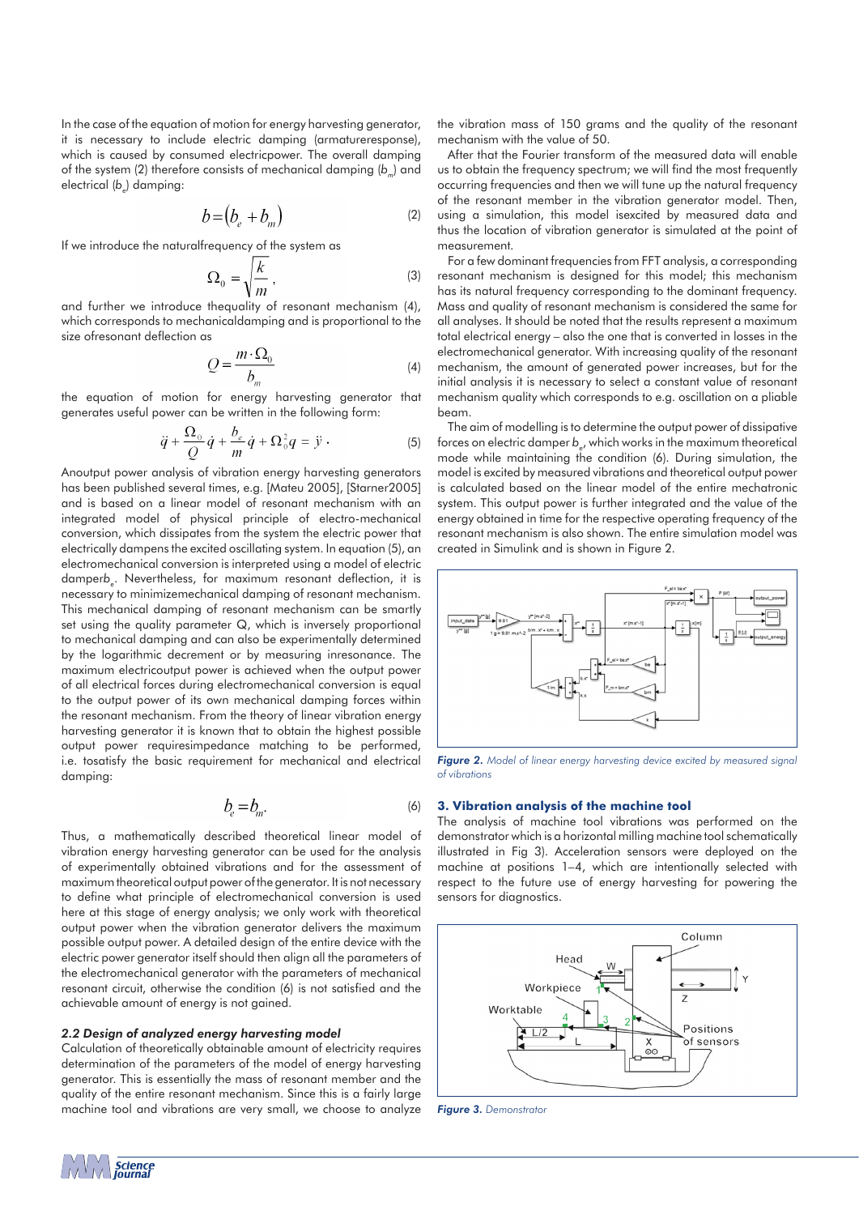In the case of the equation of motion for energy harvesting generator, it is necessary to include electric damping (armatureresponse), which is caused by consumed electricpower. The overall damping of the system (2) therefore consists of mechanical damping ($b_m$) and electrical ($b_e$) damping:

$$b = (b_e + b_m) \tag{2}$$

If we introduce the naturalfrequency of the system as

$$\Omega_0 = \sqrt{\frac{k}{m}}, \tag{3}$$

and further we introduce thequality of resonant mechanism (4), which corresponds to mechanicaldamping and is proportional to the size ofresonant deflection as

$$Q = \frac{m \cdot \Omega_0}{b_m} \tag{4}$$

the equation of motion for energy harvesting generator that generates useful power can be written in the following form:

$$\ddot{q} + \frac{\Omega_0}{Q}\dot{q} + \frac{b_e}{m}\dot{q} + \Omega_0^2 q = \ddot{y} \cdot \tag{5}$$

Anoutput power analysis of vibration energy harvesting generators has been published several times, e.g. [Mateu 2005], [Starner2005] and is based on a linear model of resonant mechanism with an integrated model of physical principle of electro-mechanical conversion, which dissipates from the system the electric power that electrically dampens the excited oscillating system. In equation (5), an electromechanical conversion is interpreted using a model of electric damper$b_e$. Nevertheless, for maximum resonant deflection, it is necessary to minimizemechanical damping of resonant mechanism. This mechanical damping of resonant mechanism can be smartly set using the quality parameter Q, which is inversely proportional to mechanical damping and can also be experimentally determined by the logarithmic decrement or by measuring inresonance. The maximum electricoutput power is achieved when the output power of all electrical forces during electromechanical conversion is equal to the output power of its own mechanical damping forces within the resonant mechanism. From the theory of linear vibration energy harvesting generator it is known that to obtain the highest possible output power requiresimpedance matching to be performed, i.e. tosatisfy the basic requirement for mechanical and electrical damping:

$$b_e = b_m. \tag{6}$$

Thus, a mathematically described theoretical linear model of vibration energy harvesting generator can be used for the analysis of experimentally obtained vibrations and for the assessment of maximum theoretical output power of the generator. It is not necessary to define what principle of electromechanical conversion is used here at this stage of energy analysis; we only work with theoretical output power when the vibration generator delivers the maximum possible output power. A detailed design of the entire device with the electric power generator itself should then align all the parameters of the electromechanical generator with the parameters of mechanical resonant circuit, otherwise the condition (6) is not satisfied and the achievable amount of energy is not gained.

### 2.2 Design of analyzed energy harvesting model

Calculation of theoretically obtainable amount of electricity requires determination of the parameters of the model of energy harvesting generator. This is essentially the mass of resonant member and the quality of the entire resonant mechanism. Since this is a fairly large machine tool and vibrations are very small, we choose to analyze the vibration mass of 150 grams and the quality of the resonant mechanism with the value of 50.

After that the Fourier transform of the measured data will enable us to obtain the frequency spectrum; we will find the most frequently occurring frequencies and then we will tune up the natural frequency of the resonant member in the vibration generator model. Then, using a simulation, this model isexcited by measured data and thus the location of vibration generator is simulated at the point of measurement.

For a few dominant frequencies from FFT analysis, a corresponding resonant mechanism is designed for this model; this mechanism has its natural frequency corresponding to the dominant frequency. Mass and quality of resonant mechanism is considered the same for all analyses. It should be noted that the results represent a maximum total electrical energy – also the one that is converted in losses in the electromechanical generator. With increasing quality of the resonant mechanism, the amount of generated power increases, but for the initial analysis it is necessary to select a constant value of resonant mechanism quality which corresponds to e.g. oscillation on a pliable beam.

The aim of modelling is to determine the output power of dissipative forces on electric damper $b_e$, which works in the maximum theoretical mode while maintaining the condition (6). During simulation, the model is excited by measured vibrations and theoretical output power is calculated based on the linear model of the entire mechatronic system. This output power is further integrated and the value of the energy obtained in time for the respective operating frequency of the resonant mechanism is also shown. The entire simulation model was created in Simulink and is shown in Figure 2.

*Figure 2. Model of linear energy harvesting device excited by measured signal of vibrations*

## 3. Vibration analysis of the machine tool

The analysis of machine tool vibrations was performed on the demonstrator which is a horizontal milling machine tool schematically illustrated in Fig 3). Acceleration sensors were deployed on the machine at positions 1–4, which are intentionally selected with respect to the future use of energy harvesting for powering the sensors for diagnostics.

*Figure 3. Demonstrator*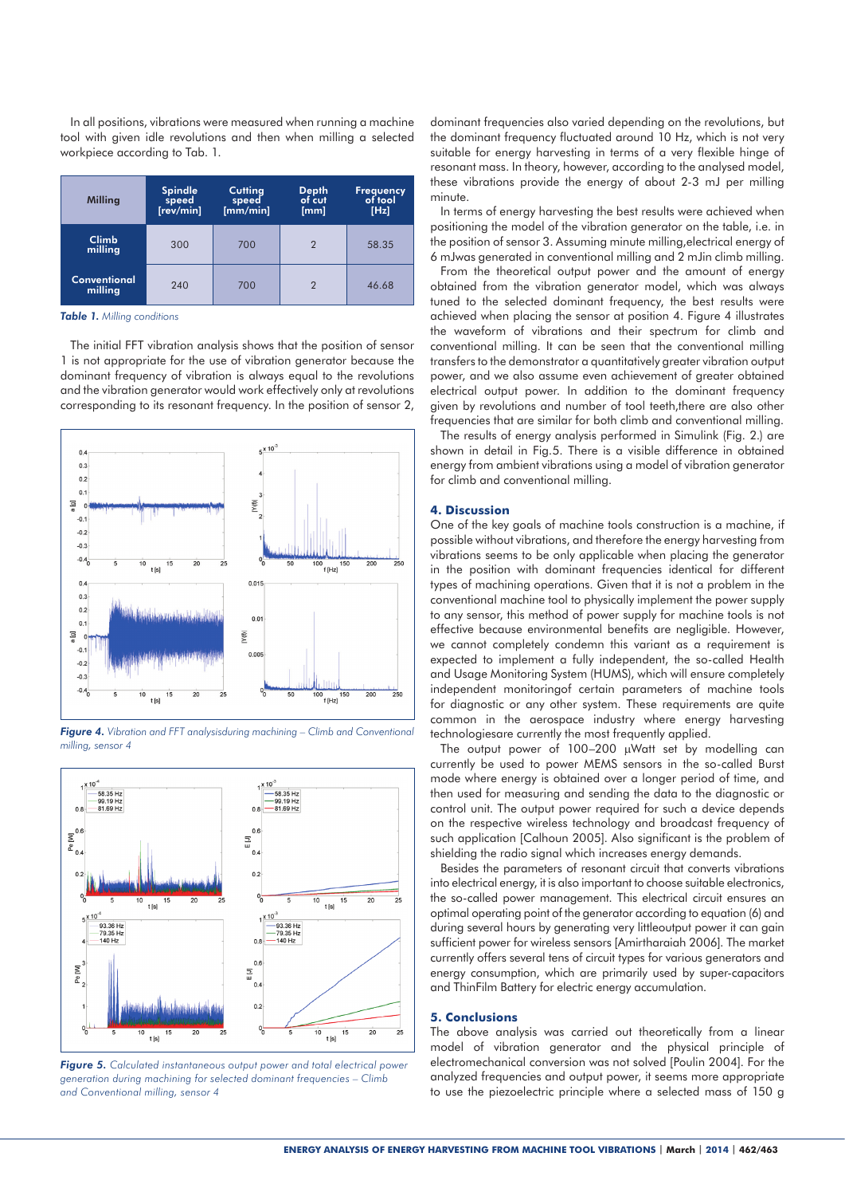In all positions, vibrations were measured when running a machine tool with given idle revolutions and then when milling a selected workpiece according to Tab. 1.

| Milling | Spindle speed [rev/min] | Cutting speed [mm/min] | Depth of cut [mm] | Frequency of tool [Hz] |
|---|---|---|---|---|
| Climb milling | 300 | 700 | 2 | 58.35 |
| Conventional milling | 240 | 700 | 2 | 46.68 |

*Table 1. Milling conditions*

The initial FFT vibration analysis shows that the position of sensor 1 is not appropriate for the use of vibration generator because the dominant frequency of vibration is always equal to the revolutions and the vibration generator would work effectively only at revolutions corresponding to its resonant frequency. In the position of sensor 2, dominant frequencies also varied depending on the revolutions, but the dominant frequency fluctuated around 10 Hz, which is not very suitable for energy harvesting in terms of a very flexible hinge of resonant mass. In theory, however, according to the analysed model, these vibrations provide the energy of about 2-3 mJ per milling minute.

*Figure 4. Vibration and FFT analysisduring machining – Climb and Conventional milling, sensor 4*

*Figure 5. Calculated instantaneous output power and total electrical power generation during machining for selected dominant frequencies – Climb and Conventional milling, sensor 4*

In terms of energy harvesting the best results were achieved when positioning the model of the vibration generator on the table, i.e. in the position of sensor 3. Assuming minute milling,electrical energy of 6 mJwas generated in conventional milling and 2 mJin climb milling.

From the theoretical output power and the amount of energy obtained from the vibration generator model, which was always tuned to the selected dominant frequency, the best results were achieved when placing the sensor at position 4. Figure 4 illustrates the waveform of vibrations and their spectrum for climb and conventional milling. It can be seen that the conventional milling transfers to the demonstrator a quantitatively greater vibration output power, and we also assume even achievement of greater obtained electrical output power. In addition to the dominant frequency given by revolutions and number of tool teeth,there are also other frequencies that are similar for both climb and conventional milling.

The results of energy analysis performed in Simulink (Fig. 2.) are shown in detail in Fig.5. There is a visible difference in obtained energy from ambient vibrations using a model of vibration generator for climb and conventional milling.

## 4. Discussion

One of the key goals of machine tools construction is a machine, if possible without vibrations, and therefore the energy harvesting from vibrations seems to be only applicable when placing the generator in the position with dominant frequencies identical for different types of machining operations. Given that it is not a problem in the conventional machine tool to physically implement the power supply to any sensor, this method of power supply for machine tools is not effective because environmental benefits are negligible. However, we cannot completely condemn this variant as a requirement is expected to implement a fully independent, the so-called Health and Usage Monitoring System (HUMS), which will ensure completely independent monitoringof certain parameters of machine tools for diagnostic or any other system. These requirements are quite common in the aerospace industry where energy harvesting technologiesare currently the most frequently applied.

The output power of 100–200 μWatt set by modelling can currently be used to power MEMS sensors in the so-called Burst mode where energy is obtained over a longer period of time, and then used for measuring and sending the data to the diagnostic or control unit. The output power required for such a device depends on the respective wireless technology and broadcast frequency of such application [Calhoun 2005]. Also significant is the problem of shielding the radio signal which increases energy demands.

Besides the parameters of resonant circuit that converts vibrations into electrical energy, it is also important to choose suitable electronics, the so-called power management. This electrical circuit ensures an optimal operating point of the generator according to equation (6) and during several hours by generating very littleoutput power it can gain sufficient power for wireless sensors [Amirtharaiah 2006]. The market currently offers several tens of circuit types for various generators and energy consumption, which are primarily used by super-capacitors and ThinFilm Battery for electric energy accumulation.

## 5. Conclusions

The above analysis was carried out theoretically from a linear model of vibration generator and the physical principle of electromechanical conversion was not solved [Poulin 2004]. For the analyzed frequencies and output power, it seems more appropriate to use the piezoelectric principle where a selected mass of 150 g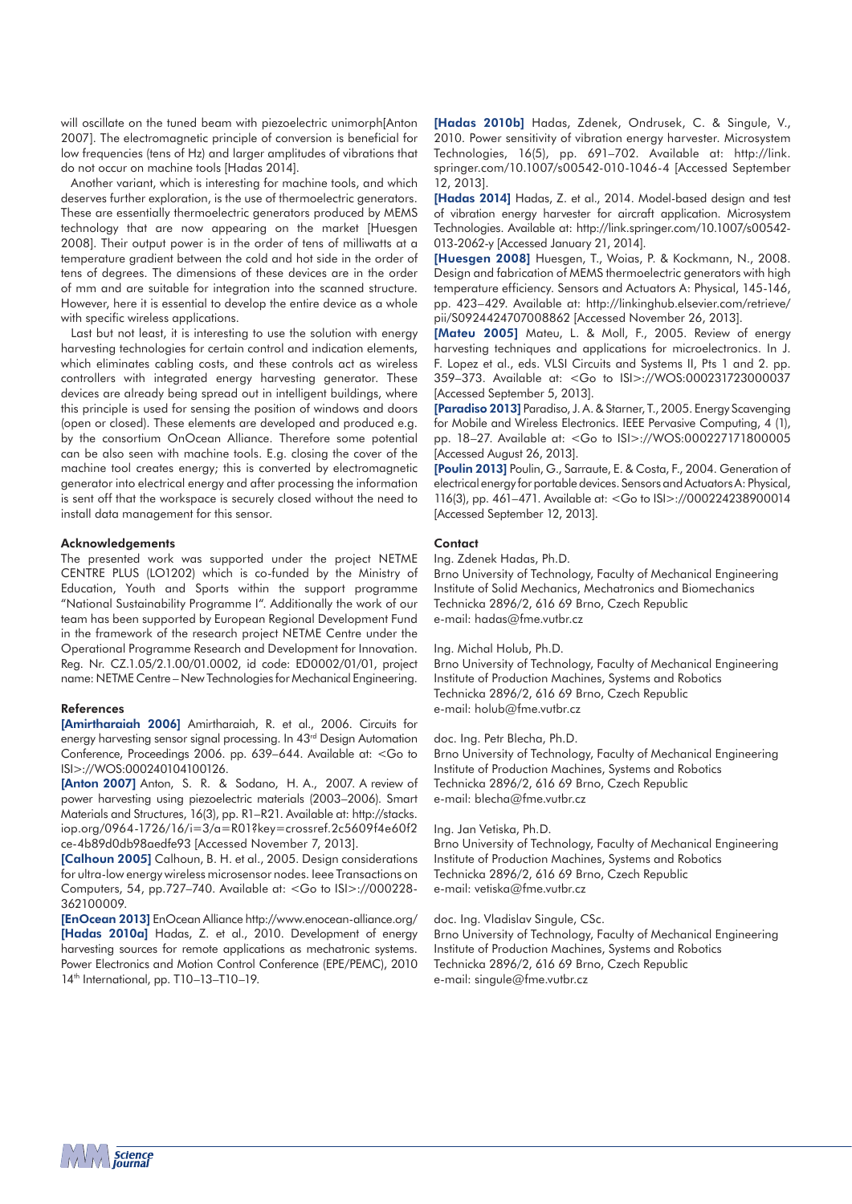will oscillate on the tuned beam with piezoelectric unimorph[Anton 2007]. The electromagnetic principle of conversion is beneficial for low frequencies (tens of Hz) and larger amplitudes of vibrations that do not occur on machine tools [Hadas 2014].

Another variant, which is interesting for machine tools, and which deserves further exploration, is the use of thermoelectric generators. These are essentially thermoelectric generators produced by MEMS technology that are now appearing on the market [Huesgen 2008]. Their output power is in the order of tens of milliwatts at a temperature gradient between the cold and hot side in the order of tens of degrees. The dimensions of these devices are in the order of mm and are suitable for integration into the scanned structure. However, here it is essential to develop the entire device as a whole with specific wireless applications.

Last but not least, it is interesting to use the solution with energy harvesting technologies for certain control and indication elements, which eliminates cabling costs, and these controls act as wireless controllers with integrated energy harvesting generator. These devices are already being spread out in intelligent buildings, where this principle is used for sensing the position of windows and doors (open or closed). These elements are developed and produced e.g. by the consortium OnOcean Alliance. Therefore some potential can be also seen with machine tools. E.g. closing the cover of the machine tool creates energy; this is converted by electromagnetic generator into electrical energy and after processing the information is sent off that the workspace is securely closed without the need to install data management for this sensor.

#### Acknowledgements

The presented work was supported under the project NETME CENTRE PLUS (LO1202) which is co-funded by the Ministry of Education, Youth and Sports within the support programme "National Sustainability Programme I". Additionally the work of our team has been supported by European Regional Development Fund in the framework of the research project NETME Centre under the Operational Programme Research and Development for Innovation. Reg. Nr. CZ.1.05/2.1.00/01.0002, id code: ED0002/01/01, project name: NETME Centre – New Technologies for Mechanical Engineering.

#### References

**[Amirtharaiah 2006]** Amirtharaiah, R. et al., 2006. Circuits for energy harvesting sensor signal processing. In 43rd Design Automation Conference, Proceedings 2006. pp. 639–644. Available at: <Go to ISI>://WOS:000240104100126.

**[Anton 2007]** Anton, S. R. & Sodano, H. A., 2007. A review of power harvesting using piezoelectric materials (2003–2006). Smart Materials and Structures, 16(3), pp. R1–R21. Available at: http://stacks.iop.org/0964-1726/16/i=3/a=R01?key=crossref.2c5609f4e60f2ce-4b89d0db98aedfe93 [Accessed November 7, 2013].

**[Calhoun 2005]** Calhoun, B. H. et al., 2005. Design considerations for ultra-low energy wireless microsensor nodes. Ieee Transactions on Computers, 54, pp.727–740. Available at: <Go to ISI>://000228-362100009.

**[EnOcean 2013]** EnOcean Alliance http://www.enocean-alliance.org/

**[Hadas 2010a]** Hadas, Z. et al., 2010. Development of energy harvesting sources for remote applications as mechatronic systems. Power Electronics and Motion Control Conference (EPE/PEMC), 2010 14th International, pp. T10–13–T10–19.

**[Hadas 2010b]** Hadas, Zdenek, Ondrusek, C. & Singule, V., 2010. Power sensitivity of vibration energy harvester. Microsystem Technologies, 16(5), pp. 691–702. Available at: http://link.springer.com/10.1007/s00542-010-1046-4 [Accessed September 12, 2013].

**[Hadas 2014]** Hadas, Z. et al., 2014. Model-based design and test of vibration energy harvester for aircraft application. Microsystem Technologies. Available at: http://link.springer.com/10.1007/s00542-013-2062-y [Accessed January 21, 2014].

**[Huesgen 2008]** Huesgen, T., Woias, P. & Kockmann, N., 2008. Design and fabrication of MEMS thermoelectric generators with high temperature efficiency. Sensors and Actuators A: Physical, 145-146, pp. 423–429. Available at: http://linkinghub.elsevier.com/retrieve/pii/S0924424707008862 [Accessed November 26, 2013].

**[Mateu 2005]** Mateu, L. & Moll, F., 2005. Review of energy harvesting techniques and applications for microelectronics. In J. F. Lopez et al., eds. VLSI Circuits and Systems II, Pts 1 and 2. pp. 359–373. Available at: <Go to ISI>://WOS:000231723000037 [Accessed September 5, 2013].

**[Paradiso 2013]** Paradiso, J. A. & Starner, T., 2005. Energy Scavenging for Mobile and Wireless Electronics. IEEE Pervasive Computing, 4 (1), pp. 18–27. Available at: <Go to ISI>://WOS:000227171800005 [Accessed August 26, 2013].

**[Poulin 2013]** Poulin, G., Sarraute, E. & Costa, F., 2004. Generation of electrical energy for portable devices. Sensors and Actuators A: Physical, 116(3), pp. 461–471. Available at: <Go to ISI>://000224238900014 [Accessed September 12, 2013].

#### Contact

Ing. Zdenek Hadas, Ph.D.
Brno University of Technology, Faculty of Mechanical Engineering
Institute of Solid Mechanics, Mechatronics and Biomechanics
Technicka 2896/2, 616 69 Brno, Czech Republic
e-mail: hadas@fme.vutbr.cz

Ing. Michal Holub, Ph.D.
Brno University of Technology, Faculty of Mechanical Engineering
Institute of Production Machines, Systems and Robotics
Technicka 2896/2, 616 69 Brno, Czech Republic
e-mail: holub@fme.vutbr.cz

doc. Ing. Petr Blecha, Ph.D.
Brno University of Technology, Faculty of Mechanical Engineering
Institute of Production Machines, Systems and Robotics
Technicka 2896/2, 616 69 Brno, Czech Republic
e-mail: blecha@fme.vutbr.cz

Ing. Jan Vetiska, Ph.D.
Brno University of Technology, Faculty of Mechanical Engineering
Institute of Production Machines, Systems and Robotics
Technicka 2896/2, 616 69 Brno, Czech Republic
e-mail: vetiska@fme.vutbr.cz

doc. Ing. Vladislav Singule, CSc.
Brno University of Technology, Faculty of Mechanical Engineering
Institute of Production Machines, Systems and Robotics
Technicka 2896/2, 616 69 Brno, Czech Republic
e-mail: singule@fme.vutbr.cz